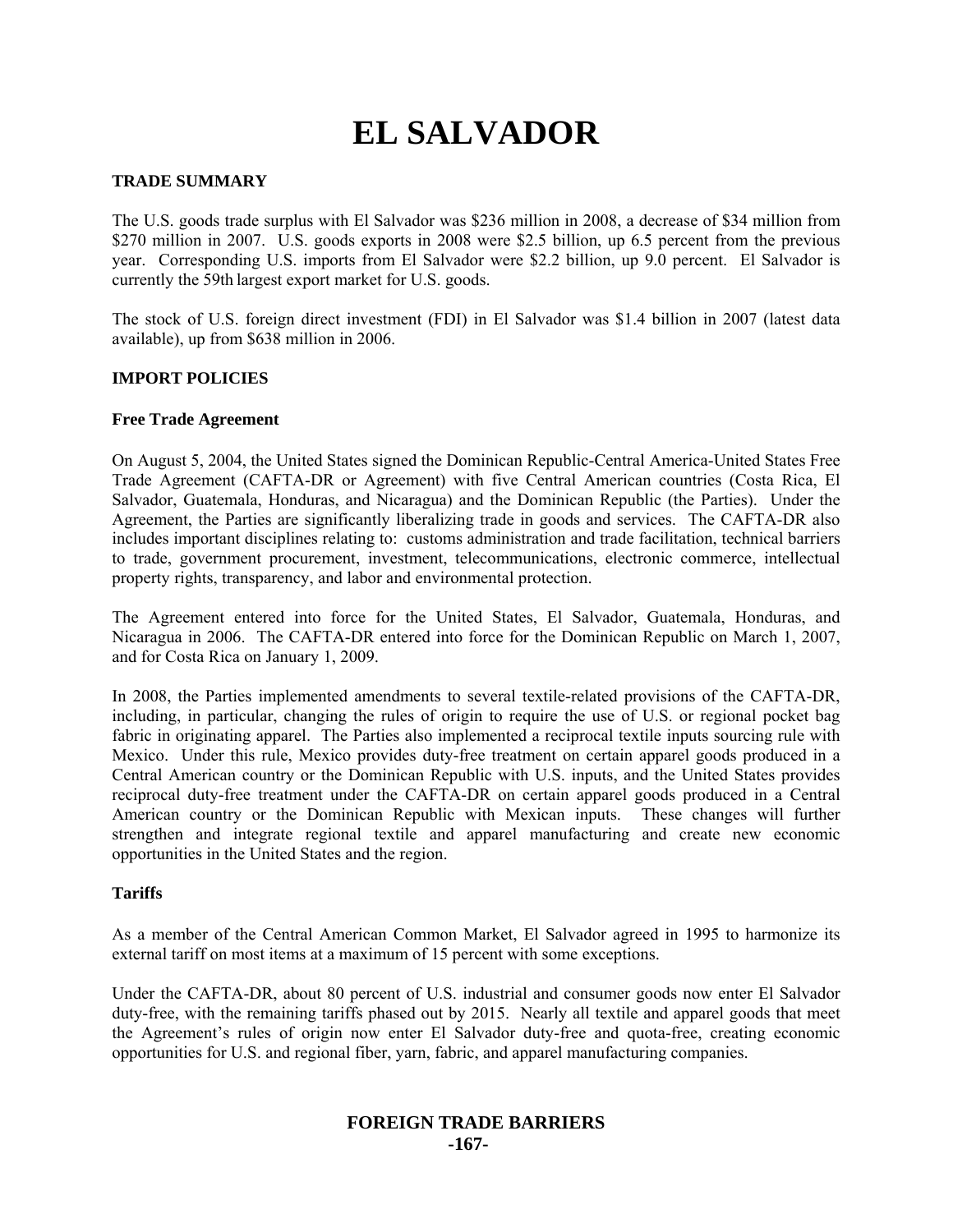# EL SALVADOR

## TRADE SUMMARY

The U.S. goods trade surplus with El Salvador was $236 million in 2008, a decrease of $34 million from $270 million in 2007. U.S. goods exports in 2008 were $2.5 billion, up 6.5 percent from the previous year. Corresponding U.S. imports from El Salvador were $2.2 billion, up 9.0 percent. El Salvador is currently the 59th largest export market for U.S. goods.

The stock of U.S. foreign direct investment (FDI) in El Salvador was $1.4 billion in 2007 (latest data available), up from $638 million in 2006.

## IMPORT POLICIES

### Free Trade Agreement

On August 5, 2004, the United States signed the Dominican Republic-Central America-United States Free Trade Agreement (CAFTA-DR or Agreement) with five Central American countries (Costa Rica, El Salvador, Guatemala, Honduras, and Nicaragua) and the Dominican Republic (the Parties). Under the Agreement, the Parties are significantly liberalizing trade in goods and services. The CAFTA-DR also includes important disciplines relating to: customs administration and trade facilitation, technical barriers to trade, government procurement, investment, telecommunications, electronic commerce, intellectual property rights, transparency, and labor and environmental protection.

The Agreement entered into force for the United States, El Salvador, Guatemala, Honduras, and Nicaragua in 2006. The CAFTA-DR entered into force for the Dominican Republic on March 1, 2007, and for Costa Rica on January 1, 2009.

In 2008, the Parties implemented amendments to several textile-related provisions of the CAFTA-DR, including, in particular, changing the rules of origin to require the use of U.S. or regional pocket bag fabric in originating apparel. The Parties also implemented a reciprocal textile inputs sourcing rule with Mexico. Under this rule, Mexico provides duty-free treatment on certain apparel goods produced in a Central American country or the Dominican Republic with U.S. inputs, and the United States provides reciprocal duty-free treatment under the CAFTA-DR on certain apparel goods produced in a Central American country or the Dominican Republic with Mexican inputs. These changes will further strengthen and integrate regional textile and apparel manufacturing and create new economic opportunities in the United States and the region.

### Tariffs

As a member of the Central American Common Market, El Salvador agreed in 1995 to harmonize its external tariff on most items at a maximum of 15 percent with some exceptions.

Under the CAFTA-DR, about 80 percent of U.S. industrial and consumer goods now enter El Salvador duty-free, with the remaining tariffs phased out by 2015. Nearly all textile and apparel goods that meet the Agreement's rules of origin now enter El Salvador duty-free and quota-free, creating economic opportunities for U.S. and regional fiber, yarn, fabric, and apparel manufacturing companies.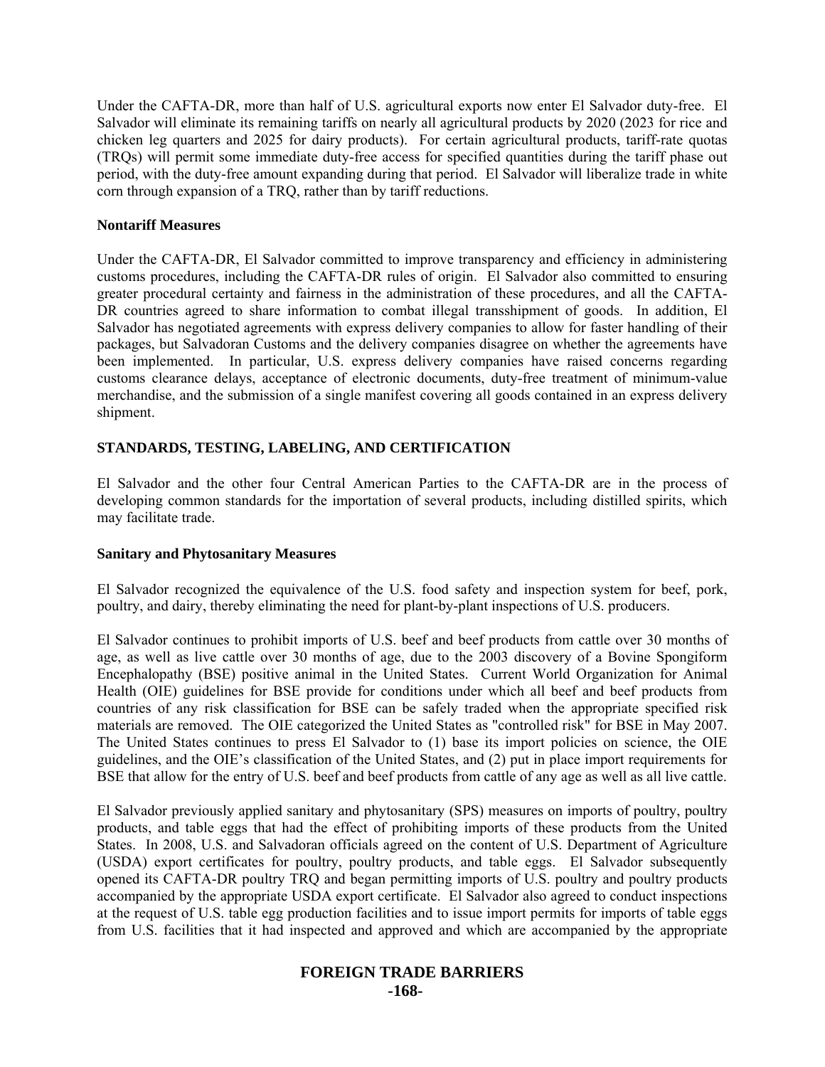Under the CAFTA-DR, more than half of U.S. agricultural exports now enter El Salvador duty-free. El Salvador will eliminate its remaining tariffs on nearly all agricultural products by 2020 (2023 for rice and chicken leg quarters and 2025 for dairy products). For certain agricultural products, tariff-rate quotas (TRQs) will permit some immediate duty-free access for specified quantities during the tariff phase out period, with the duty-free amount expanding during that period. El Salvador will liberalize trade in white corn through expansion of a TRQ, rather than by tariff reductions.

### Nontariff Measures

Under the CAFTA-DR, El Salvador committed to improve transparency and efficiency in administering customs procedures, including the CAFTA-DR rules of origin. El Salvador also committed to ensuring greater procedural certainty and fairness in the administration of these procedures, and all the CAFTA-DR countries agreed to share information to combat illegal transshipment of goods. In addition, El Salvador has negotiated agreements with express delivery companies to allow for faster handling of their packages, but Salvadoran Customs and the delivery companies disagree on whether the agreements have been implemented. In particular, U.S. express delivery companies have raised concerns regarding customs clearance delays, acceptance of electronic documents, duty-free treatment of minimum-value merchandise, and the submission of a single manifest covering all goods contained in an express delivery shipment.

## STANDARDS, TESTING, LABELING, AND CERTIFICATION

El Salvador and the other four Central American Parties to the CAFTA-DR are in the process of developing common standards for the importation of several products, including distilled spirits, which may facilitate trade.

### Sanitary and Phytosanitary Measures

El Salvador recognized the equivalence of the U.S. food safety and inspection system for beef, pork, poultry, and dairy, thereby eliminating the need for plant-by-plant inspections of U.S. producers.

El Salvador continues to prohibit imports of U.S. beef and beef products from cattle over 30 months of age, as well as live cattle over 30 months of age, due to the 2003 discovery of a Bovine Spongiform Encephalopathy (BSE) positive animal in the United States. Current World Organization for Animal Health (OIE) guidelines for BSE provide for conditions under which all beef and beef products from countries of any risk classification for BSE can be safely traded when the appropriate specified risk materials are removed. The OIE categorized the United States as "controlled risk" for BSE in May 2007. The United States continues to press El Salvador to (1) base its import policies on science, the OIE guidelines, and the OIE's classification of the United States, and (2) put in place import requirements for BSE that allow for the entry of U.S. beef and beef products from cattle of any age as well as all live cattle.

El Salvador previously applied sanitary and phytosanitary (SPS) measures on imports of poultry, poultry products, and table eggs that had the effect of prohibiting imports of these products from the United States. In 2008, U.S. and Salvadoran officials agreed on the content of U.S. Department of Agriculture (USDA) export certificates for poultry, poultry products, and table eggs. El Salvador subsequently opened its CAFTA-DR poultry TRQ and began permitting imports of U.S. poultry and poultry products accompanied by the appropriate USDA export certificate. El Salvador also agreed to conduct inspections at the request of U.S. table egg production facilities and to issue import permits for imports of table eggs from U.S. facilities that it had inspected and approved and which are accompanied by the appropriate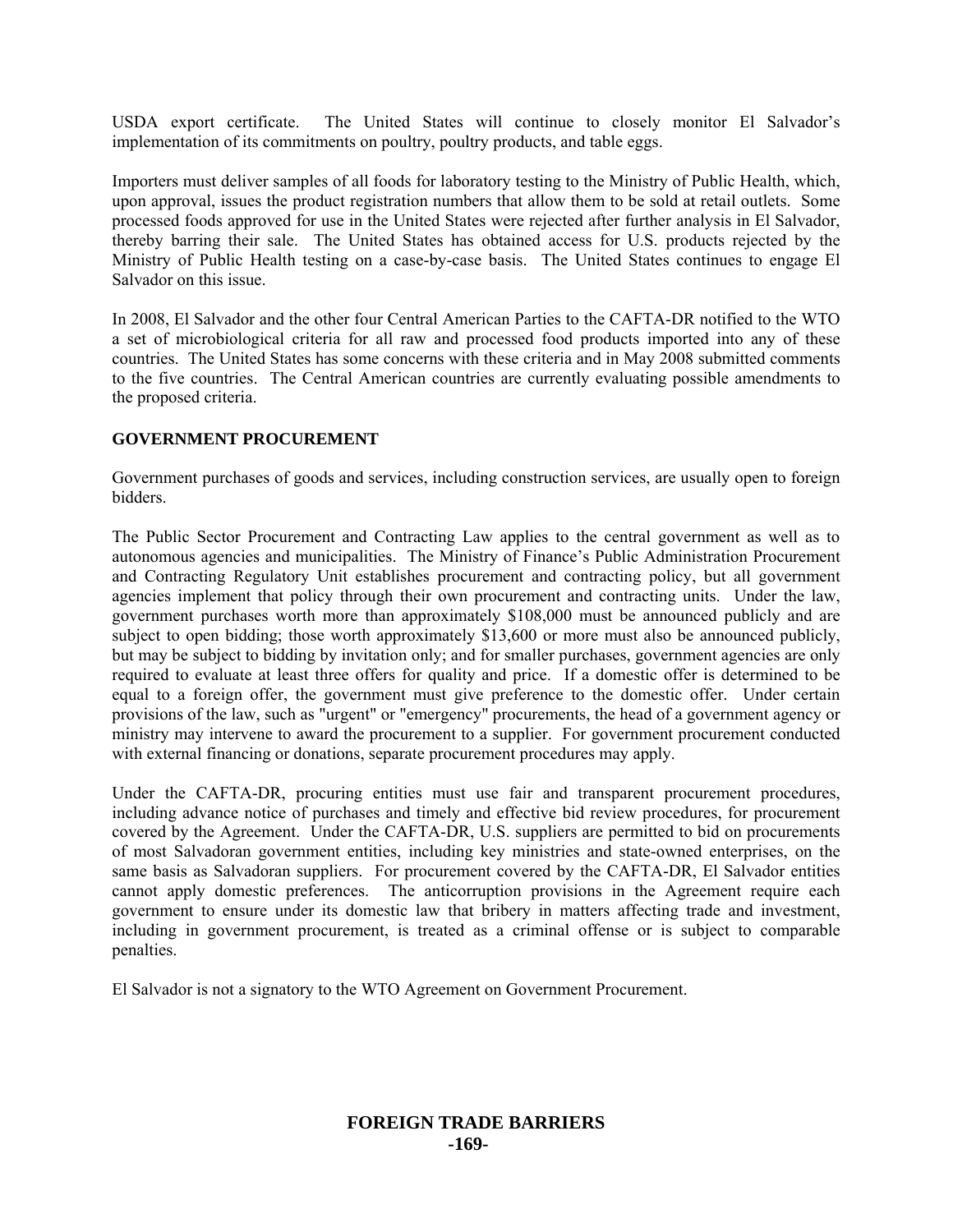USDA export certificate. The United States will continue to closely monitor El Salvador's implementation of its commitments on poultry, poultry products, and table eggs.

Importers must deliver samples of all foods for laboratory testing to the Ministry of Public Health, which, upon approval, issues the product registration numbers that allow them to be sold at retail outlets. Some processed foods approved for use in the United States were rejected after further analysis in El Salvador, thereby barring their sale. The United States has obtained access for U.S. products rejected by the Ministry of Public Health testing on a case-by-case basis. The United States continues to engage El Salvador on this issue.

In 2008, El Salvador and the other four Central American Parties to the CAFTA-DR notified to the WTO a set of microbiological criteria for all raw and processed food products imported into any of these countries. The United States has some concerns with these criteria and in May 2008 submitted comments to the five countries. The Central American countries are currently evaluating possible amendments to the proposed criteria.

## GOVERNMENT PROCUREMENT

Government purchases of goods and services, including construction services, are usually open to foreign bidders.

The Public Sector Procurement and Contracting Law applies to the central government as well as to autonomous agencies and municipalities. The Ministry of Finance's Public Administration Procurement and Contracting Regulatory Unit establishes procurement and contracting policy, but all government agencies implement that policy through their own procurement and contracting units. Under the law, government purchases worth more than approximately $108,000 must be announced publicly and are subject to open bidding; those worth approximately $13,600 or more must also be announced publicly, but may be subject to bidding by invitation only; and for smaller purchases, government agencies are only required to evaluate at least three offers for quality and price. If a domestic offer is determined to be equal to a foreign offer, the government must give preference to the domestic offer. Under certain provisions of the law, such as "urgent" or "emergency" procurements, the head of a government agency or ministry may intervene to award the procurement to a supplier. For government procurement conducted with external financing or donations, separate procurement procedures may apply.

Under the CAFTA-DR, procuring entities must use fair and transparent procurement procedures, including advance notice of purchases and timely and effective bid review procedures, for procurement covered by the Agreement. Under the CAFTA-DR, U.S. suppliers are permitted to bid on procurements of most Salvadoran government entities, including key ministries and state-owned enterprises, on the same basis as Salvadoran suppliers. For procurement covered by the CAFTA-DR, El Salvador entities cannot apply domestic preferences. The anticorruption provisions in the Agreement require each government to ensure under its domestic law that bribery in matters affecting trade and investment, including in government procurement, is treated as a criminal offense or is subject to comparable penalties.

El Salvador is not a signatory to the WTO Agreement on Government Procurement.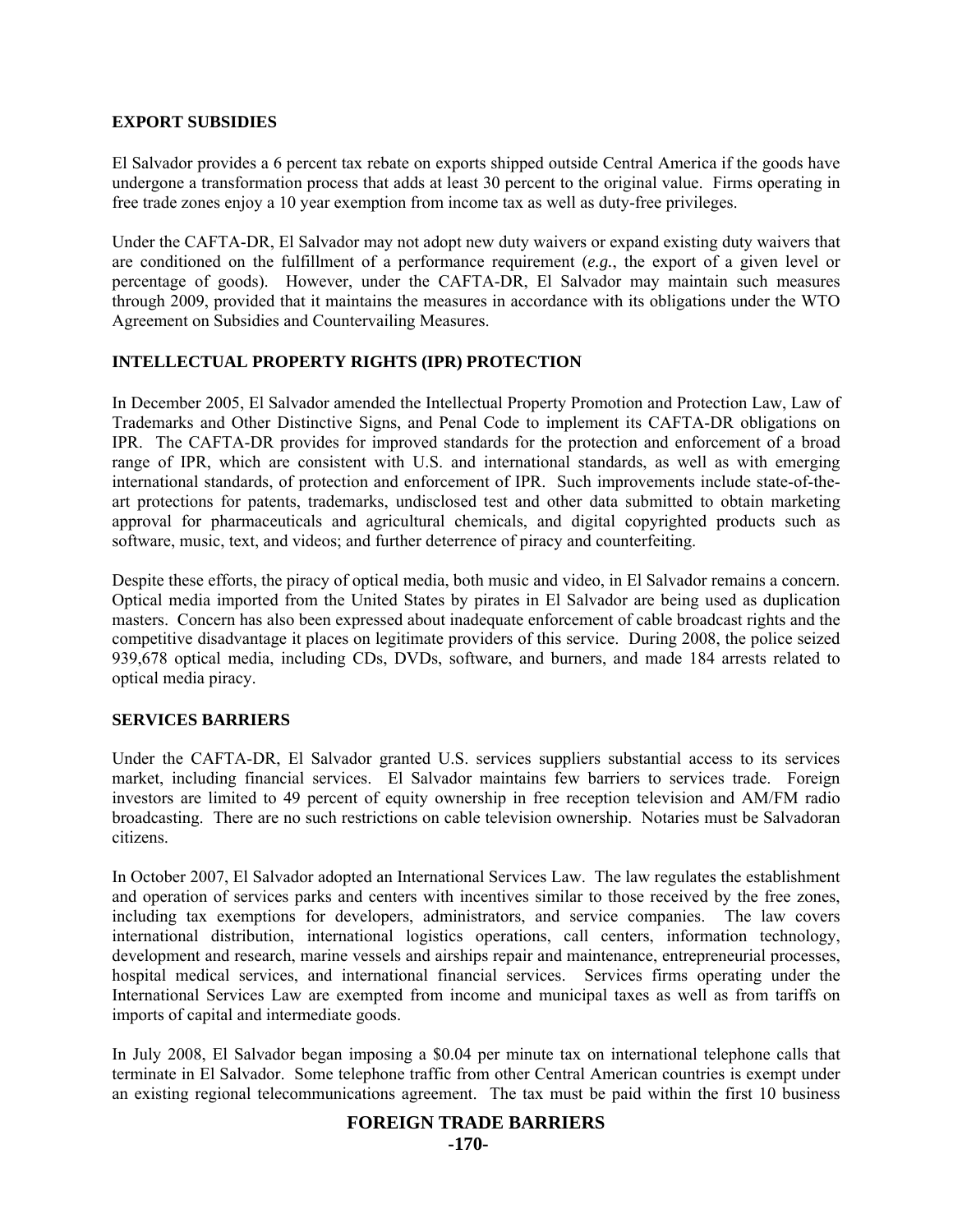## EXPORT SUBSIDIES

El Salvador provides a 6 percent tax rebate on exports shipped outside Central America if the goods have undergone a transformation process that adds at least 30 percent to the original value. Firms operating in free trade zones enjoy a 10 year exemption from income tax as well as duty-free privileges.

Under the CAFTA-DR, El Salvador may not adopt new duty waivers or expand existing duty waivers that are conditioned on the fulfillment of a performance requirement (*e.g.*, the export of a given level or percentage of goods). However, under the CAFTA-DR, El Salvador may maintain such measures through 2009, provided that it maintains the measures in accordance with its obligations under the WTO Agreement on Subsidies and Countervailing Measures.

## INTELLECTUAL PROPERTY RIGHTS (IPR) PROTECTION

In December 2005, El Salvador amended the Intellectual Property Promotion and Protection Law, Law of Trademarks and Other Distinctive Signs, and Penal Code to implement its CAFTA-DR obligations on IPR. The CAFTA-DR provides for improved standards for the protection and enforcement of a broad range of IPR, which are consistent with U.S. and international standards, as well as with emerging international standards, of protection and enforcement of IPR. Such improvements include state-of-the-art protections for patents, trademarks, undisclosed test and other data submitted to obtain marketing approval for pharmaceuticals and agricultural chemicals, and digital copyrighted products such as software, music, text, and videos; and further deterrence of piracy and counterfeiting.

Despite these efforts, the piracy of optical media, both music and video, in El Salvador remains a concern. Optical media imported from the United States by pirates in El Salvador are being used as duplication masters. Concern has also been expressed about inadequate enforcement of cable broadcast rights and the competitive disadvantage it places on legitimate providers of this service. During 2008, the police seized 939,678 optical media, including CDs, DVDs, software, and burners, and made 184 arrests related to optical media piracy.

## SERVICES BARRIERS

Under the CAFTA-DR, El Salvador granted U.S. services suppliers substantial access to its services market, including financial services. El Salvador maintains few barriers to services trade. Foreign investors are limited to 49 percent of equity ownership in free reception television and AM/FM radio broadcasting. There are no such restrictions on cable television ownership. Notaries must be Salvadoran citizens.

In October 2007, El Salvador adopted an International Services Law. The law regulates the establishment and operation of services parks and centers with incentives similar to those received by the free zones, including tax exemptions for developers, administrators, and service companies. The law covers international distribution, international logistics operations, call centers, information technology, development and research, marine vessels and airships repair and maintenance, entrepreneurial processes, hospital medical services, and international financial services. Services firms operating under the International Services Law are exempted from income and municipal taxes as well as from tariffs on imports of capital and intermediate goods.

In July 2008, El Salvador began imposing a $0.04 per minute tax on international telephone calls that terminate in El Salvador. Some telephone traffic from other Central American countries is exempt under an existing regional telecommunications agreement. The tax must be paid within the first 10 business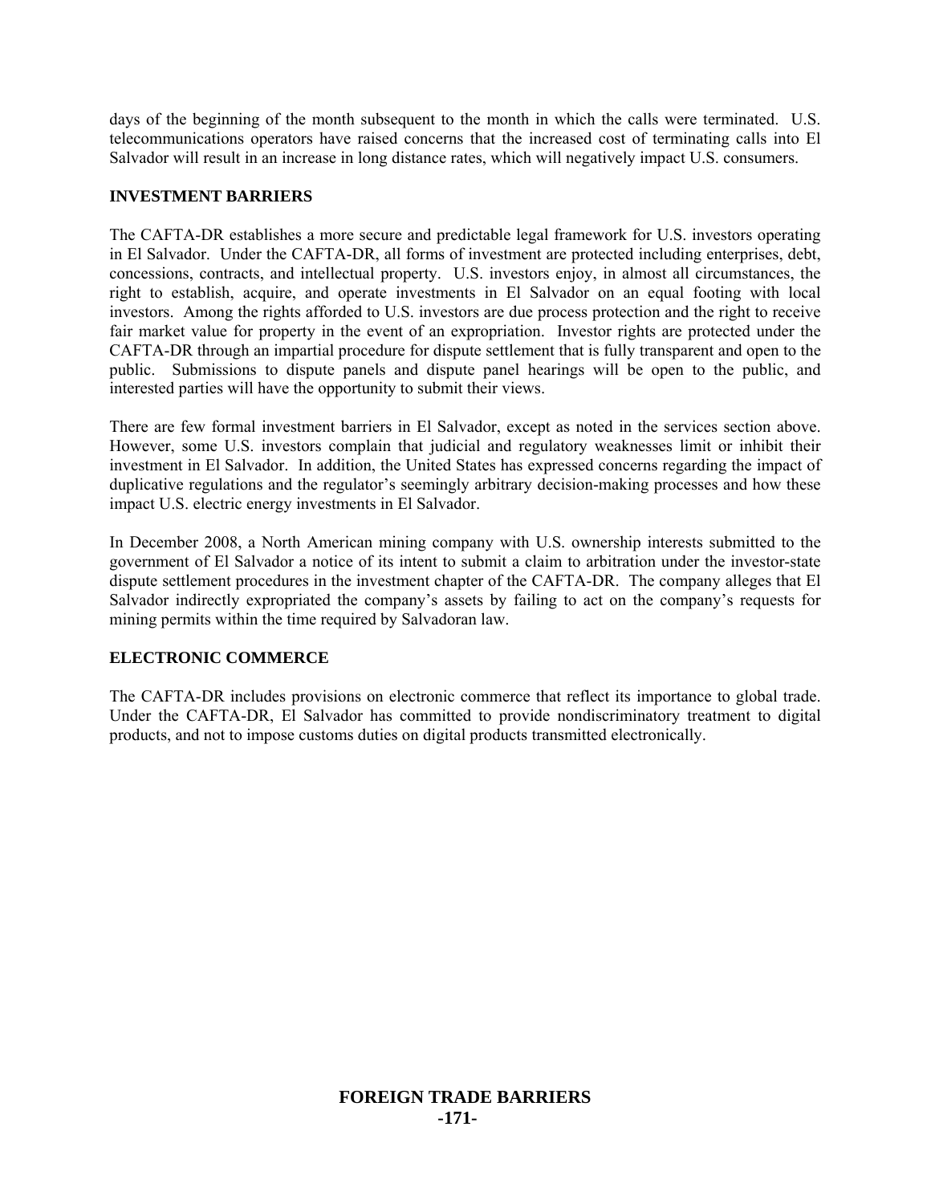days of the beginning of the month subsequent to the month in which the calls were terminated. U.S. telecommunications operators have raised concerns that the increased cost of terminating calls into El Salvador will result in an increase in long distance rates, which will negatively impact U.S. consumers.

## INVESTMENT BARRIERS

The CAFTA-DR establishes a more secure and predictable legal framework for U.S. investors operating in El Salvador. Under the CAFTA-DR, all forms of investment are protected including enterprises, debt, concessions, contracts, and intellectual property. U.S. investors enjoy, in almost all circumstances, the right to establish, acquire, and operate investments in El Salvador on an equal footing with local investors. Among the rights afforded to U.S. investors are due process protection and the right to receive fair market value for property in the event of an expropriation. Investor rights are protected under the CAFTA-DR through an impartial procedure for dispute settlement that is fully transparent and open to the public. Submissions to dispute panels and dispute panel hearings will be open to the public, and interested parties will have the opportunity to submit their views.

There are few formal investment barriers in El Salvador, except as noted in the services section above. However, some U.S. investors complain that judicial and regulatory weaknesses limit or inhibit their investment in El Salvador. In addition, the United States has expressed concerns regarding the impact of duplicative regulations and the regulator's seemingly arbitrary decision-making processes and how these impact U.S. electric energy investments in El Salvador.

In December 2008, a North American mining company with U.S. ownership interests submitted to the government of El Salvador a notice of its intent to submit a claim to arbitration under the investor-state dispute settlement procedures in the investment chapter of the CAFTA-DR. The company alleges that El Salvador indirectly expropriated the company's assets by failing to act on the company's requests for mining permits within the time required by Salvadoran law.

## ELECTRONIC COMMERCE

The CAFTA-DR includes provisions on electronic commerce that reflect its importance to global trade. Under the CAFTA-DR, El Salvador has committed to provide nondiscriminatory treatment to digital products, and not to impose customs duties on digital products transmitted electronically.